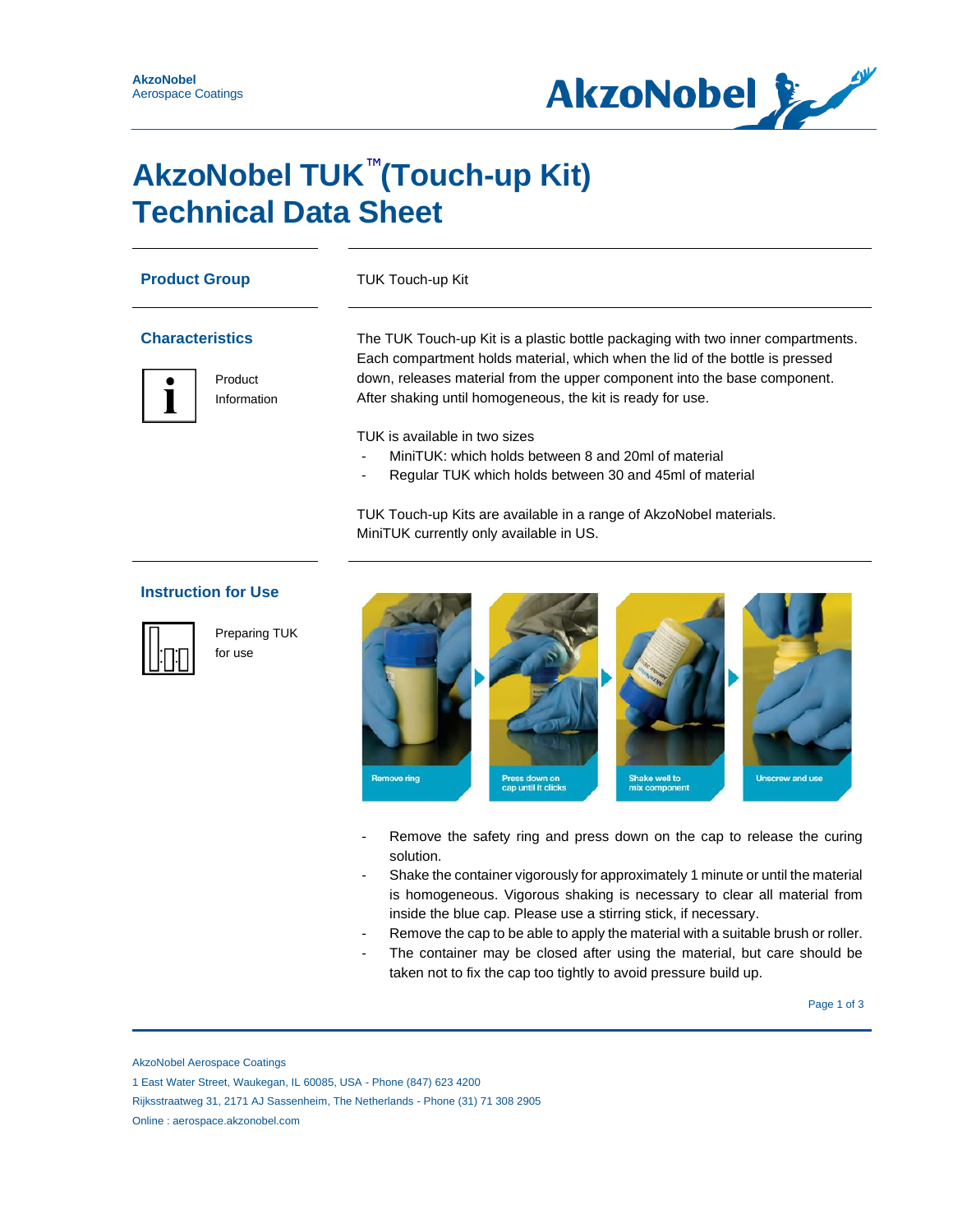AkzoNobel
Aerospace Coatings

# AkzoNobel TUK™ (Touch-up Kit) Technical Data Sheet

## Product Group

TUK Touch-up Kit

## Characteristics

Product Information

The TUK Touch-up Kit is a plastic bottle packaging with two inner compartments. Each compartment holds material, which when the lid of the bottle is pressed down, releases material from the upper component into the base component. After shaking until homogeneous, the kit is ready for use.

TUK is available in two sizes

- MiniTUK: which holds between 8 and 20ml of material
- Regular TUK which holds between 30 and 45ml of material

TUK Touch-up Kits are available in a range of AkzoNobel materials.
MiniTUK currently only available in US.

## Instruction for Use

Preparing TUK for use

Remove ring → Press down on cap until it clicks → Shake well to mix component → Unscrew and use

- Remove the safety ring and press down on the cap to release the curing solution.
- Shake the container vigorously for approximately 1 minute or until the material is homogeneous. Vigorous shaking is necessary to clear all material from inside the blue cap. Please use a stirring stick, if necessary.
- Remove the cap to be able to apply the material with a suitable brush or roller.
- The container may be closed after using the material, but care should be taken not to fix the cap too tightly to avoid pressure build up.

AkzoNobel Aerospace Coatings
1 East Water Street, Waukegan, IL 60085, USA - Phone (847) 623 4200
Rijksstraatweg 31, 2171 AJ Sassenheim, The Netherlands - Phone (31) 71 308 2905
Online : aerospace.akzonobel.com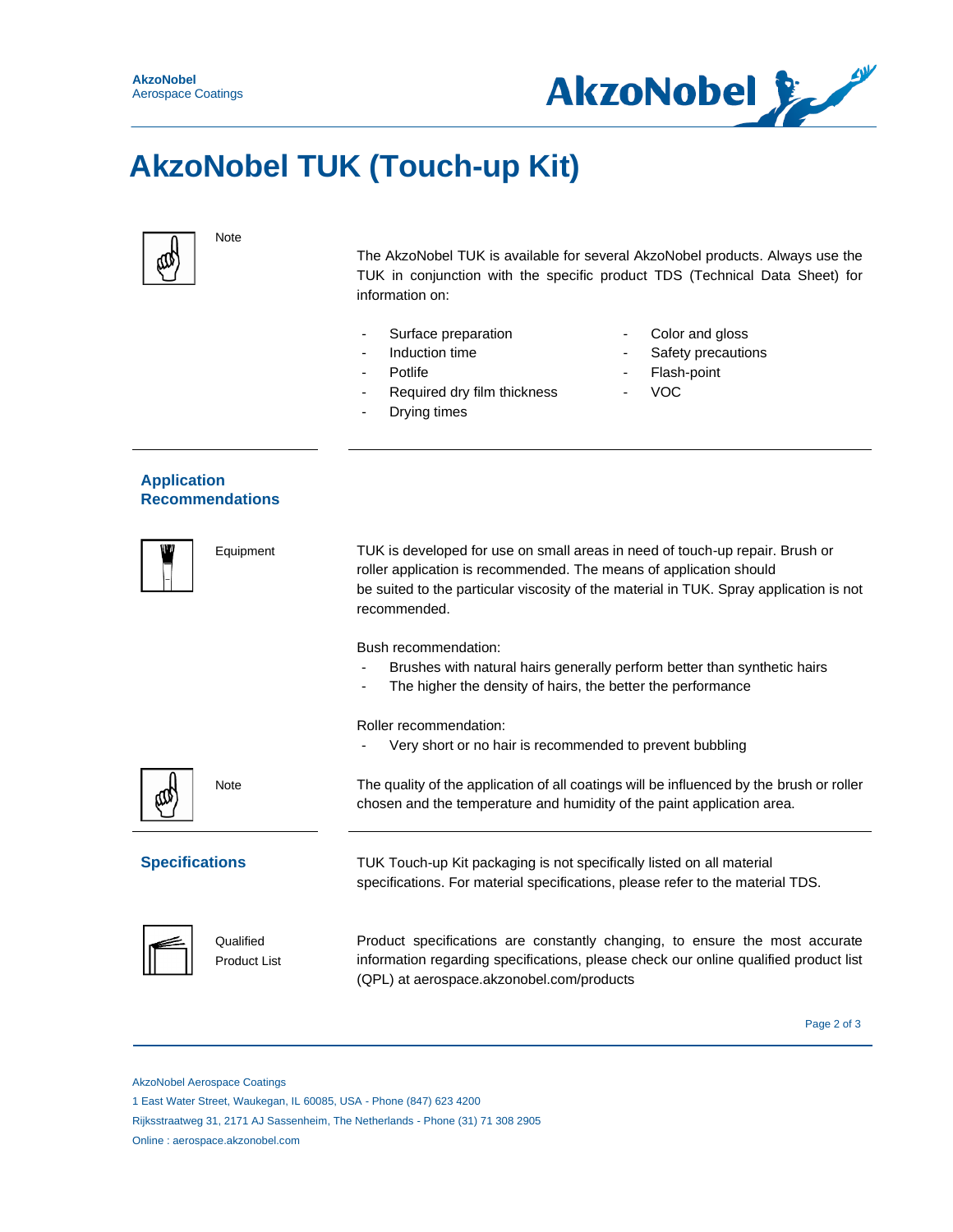# AkzoNobel TUK (Touch-up Kit)

**Note**

The AkzoNobel TUK is available for several AkzoNobel products. Always use the TUK in conjunction with the specific product TDS (Technical Data Sheet) for information on:

- Surface preparation
- Induction time
- Potlife
- Required dry film thickness
- Drying times
- Color and gloss
- Safety precautions
- Flash-point
- VOC

## Application Recommendations

**Equipment**

TUK is developed for use on small areas in need of touch-up repair. Brush or roller application is recommended. The means of application should be suited to the particular viscosity of the material in TUK. Spray application is not recommended.

Bush recommendation:

- Brushes with natural hairs generally perform better than synthetic hairs
- The higher the density of hairs, the better the performance

Roller recommendation:

- Very short or no hair is recommended to prevent bubbling

**Note**

The quality of the application of all coatings will be influenced by the brush or roller chosen and the temperature and humidity of the paint application area.

## Specifications

TUK Touch-up Kit packaging is not specifically listed on all material specifications. For material specifications, please refer to the material TDS.

**Qualified Product List**

Product specifications are constantly changing, to ensure the most accurate information regarding specifications, please check our online qualified product list (QPL) at aerospace.akzonobel.com/products

AkzoNobel Aerospace Coatings
1 East Water Street, Waukegan, IL 60085, USA - Phone (847) 623 4200
Rijksstraatweg 31, 2171 AJ Sassenheim, The Netherlands - Phone (31) 71 308 2905
Online : aerospace.akzonobel.com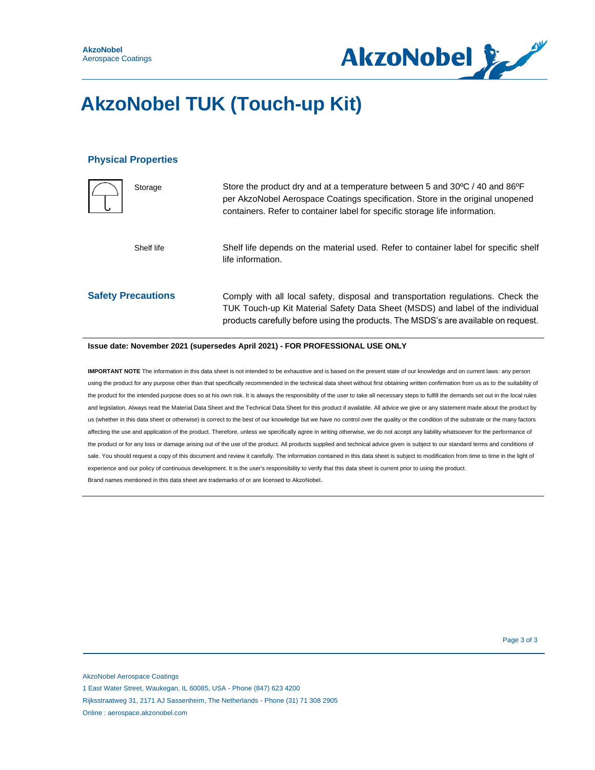# AkzoNobel TUK (Touch-up Kit)

## Physical Properties

| | |
|---|---|
| Storage | Store the product dry and at a temperature between 5 and 30ºC / 40 and 86ºF per AkzoNobel Aerospace Coatings specification. Store in the original unopened containers. Refer to container label for specific storage life information. |
| Shelf life | Shelf life depends on the material used. Refer to container label for specific shelf life information. |

## Safety Precautions

Comply with all local safety, disposal and transportation regulations. Check the TUK Touch-up Kit Material Safety Data Sheet (MSDS) and label of the individual products carefully before using the products. The MSDS's are available on request.

**Issue date: November 2021 (supersedes April 2021) - FOR PROFESSIONAL USE ONLY**

**IMPORTANT NOTE** The information in this data sheet is not intended to be exhaustive and is based on the present state of our knowledge and on current laws: any person using the product for any purpose other than that specifically recommended in the technical data sheet without first obtaining written confirmation from us as to the suitability of the product for the intended purpose does so at his own risk. It is always the responsibility of the user to take all necessary steps to fulfill the demands set out in the local rules and legislation. Always read the Material Data Sheet and the Technical Data Sheet for this product if available. All advice we give or any statement made about the product by us (whether in this data sheet or otherwise) is correct to the best of our knowledge but we have no control over the quality or the condition of the substrate or the many factors affecting the use and application of the product. Therefore, unless we specifically agree in writing otherwise, we do not accept any liability whatsoever for the performance of the product or for any loss or damage arising out of the use of the product. All products supplied and technical advice given is subject to our standard terms and conditions of sale. You should request a copy of this document and review it carefully. The information contained in this data sheet is subject to modification from time to time in the light of experience and our policy of continuous development. It is the user's responsibility to verify that this data sheet is current prior to using the product.
Brand names mentioned in this data sheet are trademarks of or are licensed to AkzoNobel.

AkzoNobel Aerospace Coatings
1 East Water Street, Waukegan, IL 60085, USA - Phone (847) 623 4200
Rijksstraatweg 31, 2171 AJ Sassenheim, The Netherlands - Phone (31) 71 308 2905
Online : aerospace.akzonobel.com